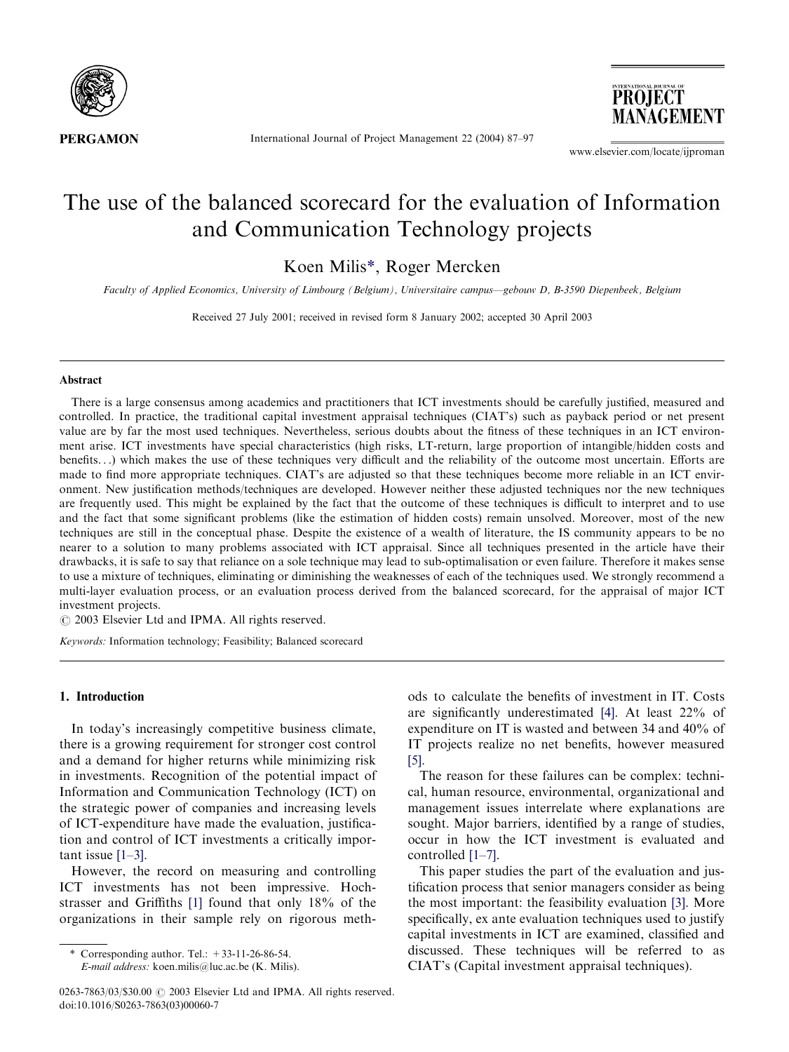# The use of the balanced scorecard for the evaluation of Information and Communication Technology projects

Koen Milis*, Roger Mercken

*Faculty of Applied Economics, University of Limbourg (Belgium), Universitaire campus—gebouw D, B-3590 Diepenbeek, Belgium*

Received 27 July 2001; received in revised form 8 January 2002; accepted 30 April 2003

## Abstract

There is a large consensus among academics and practitioners that ICT investments should be carefully justified, measured and controlled. In practice, the traditional capital investment appraisal techniques (CIAT's) such as payback period or net present value are by far the most used techniques. Nevertheless, serious doubts about the fitness of these techniques in an ICT environment arise. ICT investments have special characteristics (high risks, LT-return, large proportion of intangible/hidden costs and benefits...) which makes the use of these techniques very difficult and the reliability of the outcome most uncertain. Efforts are made to find more appropriate techniques. CIAT's are adjusted so that these techniques become more reliable in an ICT environment. New justification methods/techniques are developed. However neither these adjusted techniques nor the new techniques are frequently used. This might be explained by the fact that the outcome of these techniques is difficult to interpret and to use and the fact that some significant problems (like the estimation of hidden costs) remain unsolved. Moreover, most of the new techniques are still in the conceptual phase. Despite the existence of a wealth of literature, the IS community appears to be no nearer to a solution to many problems associated with ICT appraisal. Since all techniques presented in the article have their drawbacks, it is safe to say that reliance on a sole technique may lead to sub-optimalisation or even failure. Therefore it makes sense to use a mixture of techniques, eliminating or diminishing the weaknesses of each of the techniques used. We strongly recommend a multi-layer evaluation process, or an evaluation process derived from the balanced scorecard, for the appraisal of major ICT investment projects.

© 2003 Elsevier Ltd and IPMA. All rights reserved.

*Keywords:* Information technology; Feasibility; Balanced scorecard

## 1. Introduction

In today's increasingly competitive business climate, there is a growing requirement for stronger cost control and a demand for higher returns while minimizing risk in investments. Recognition of the potential impact of Information and Communication Technology (ICT) on the strategic power of companies and increasing levels of ICT-expenditure have made the evaluation, justification and control of ICT investments a critically important issue [1–3].

However, the record on measuring and controlling ICT investments has not been impressive. Hochstrasser and Griffiths [1] found that only 18% of the organizations in their sample rely on rigorous methods to calculate the benefits of investment in IT. Costs are significantly underestimated [4]. At least 22% of expenditure on IT is wasted and between 34 and 40% of IT projects realize no net benefits, however measured [5].

The reason for these failures can be complex: technical, human resource, environmental, organizational and management issues interrelate where explanations are sought. Major barriers, identified by a range of studies, occur in how the ICT investment is evaluated and controlled [1–7].

This paper studies the part of the evaluation and justification process that senior managers consider as being the most important: the feasibility evaluation [3]. More specifically, ex ante evaluation techniques used to justify capital investments in ICT are examined, classified and discussed. These techniques will be referred to as CIAT's (Capital investment appraisal techniques).

\* Corresponding author. Tel.: +33-11-26-86-54.
*E-mail address:* koen.milis@luc.ac.be (K. Milis).

0263-7863/03/$30.00 © 2003 Elsevier Ltd and IPMA. All rights reserved.
doi:10.1016/S0263-7863(03)00060-7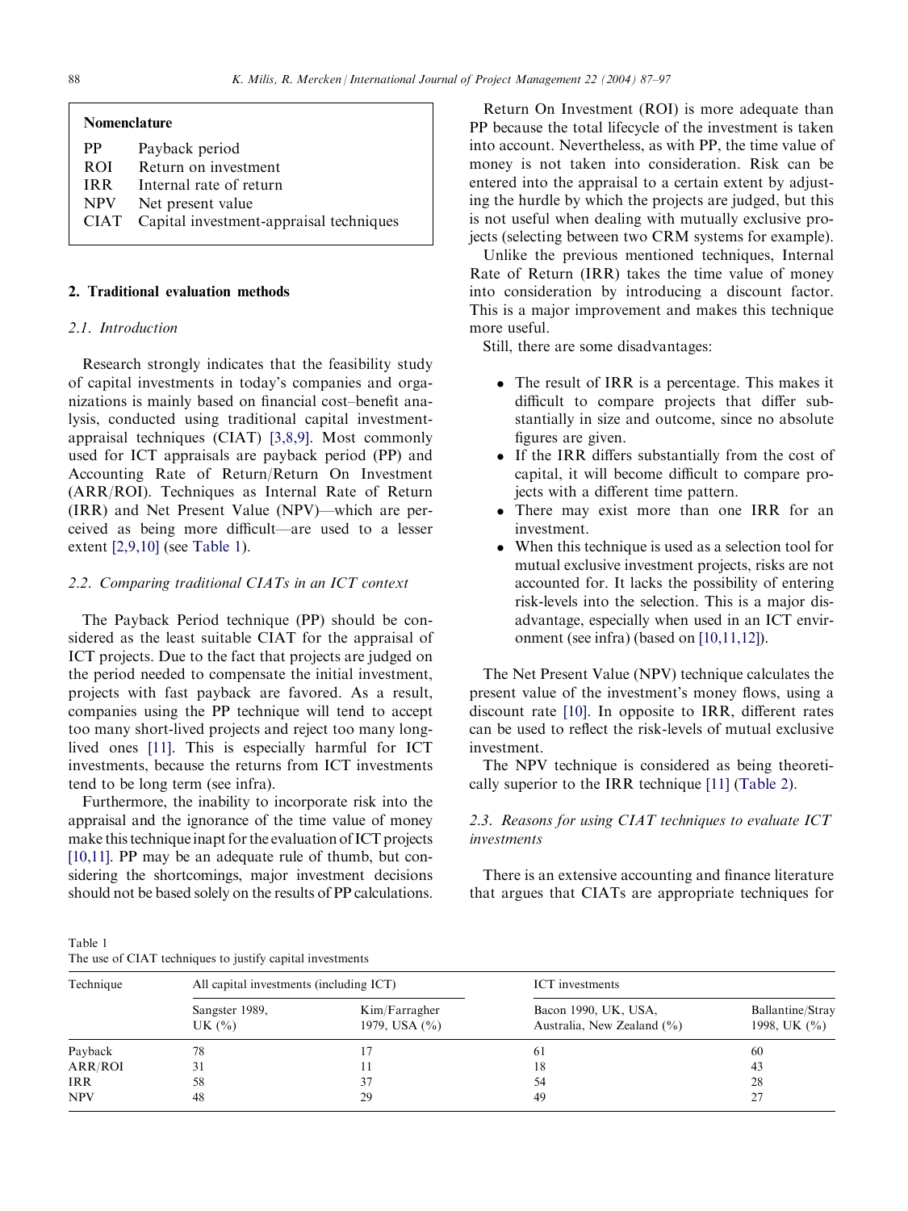**Nomenclature**

| | |
|---|---|
| PP | Payback period |
| ROI | Return on investment |
| IRR | Internal rate of return |
| NPV | Net present value |
| CIAT | Capital investment-appraisal techniques |

## 2. Traditional evaluation methods

### 2.1. Introduction

Research strongly indicates that the feasibility study of capital investments in today's companies and organizations is mainly based on financial cost–benefit analysis, conducted using traditional capital investment-appraisal techniques (CIAT) [3,8,9]. Most commonly used for ICT appraisals are payback period (PP) and Accounting Rate of Return/Return On Investment (ARR/ROI). Techniques as Internal Rate of Return (IRR) and Net Present Value (NPV)—which are perceived as being more difficult—are used to a lesser extent [2,9,10] (see Table 1).

### 2.2. Comparing traditional CIATs in an ICT context

The Payback Period technique (PP) should be considered as the least suitable CIAT for the appraisal of ICT projects. Due to the fact that projects are judged on the period needed to compensate the initial investment, projects with fast payback are favored. As a result, companies using the PP technique will tend to accept too many short-lived projects and reject too many long-lived ones [11]. This is especially harmful for ICT investments, because the returns from ICT investments tend to be long term (see infra).

Furthermore, the inability to incorporate risk into the appraisal and the ignorance of the time value of money make this technique inapt for the evaluation of ICT projects [10,11]. PP may be an adequate rule of thumb, but considering the shortcomings, major investment decisions should not be based solely on the results of PP calculations.

Return On Investment (ROI) is more adequate than PP because the total lifecycle of the investment is taken into account. Nevertheless, as with PP, the time value of money is not taken into consideration. Risk can be entered into the appraisal to a certain extent by adjusting the hurdle by which the projects are judged, but this is not useful when dealing with mutually exclusive projects (selecting between two CRM systems for example).

Unlike the previous mentioned techniques, Internal Rate of Return (IRR) takes the time value of money into consideration by introducing a discount factor. This is a major improvement and makes this technique more useful.

Still, there are some disadvantages:

- The result of IRR is a percentage. This makes it difficult to compare projects that differ substantially in size and outcome, since no absolute figures are given.
- If the IRR differs substantially from the cost of capital, it will become difficult to compare projects with a different time pattern.
- There may exist more than one IRR for an investment.
- When this technique is used as a selection tool for mutual exclusive investment projects, risks are not accounted for. It lacks the possibility of entering risk-levels into the selection. This is a major disadvantage, especially when used in an ICT environment (see infra) (based on [10,11,12]).

The Net Present Value (NPV) technique calculates the present value of the investment's money flows, using a discount rate [10]. In opposite to IRR, different rates can be used to reflect the risk-levels of mutual exclusive investment.

The NPV technique is considered as being theoretically superior to the IRR technique [11] (Table 2).

### 2.3. Reasons for using CIAT techniques to evaluate ICT investments

There is an extensive accounting and finance literature that argues that CIATs are appropriate techniques for

Table 1
The use of CIAT techniques to justify capital investments

| Technique | All capital investments (including ICT) | | ICT investments | |
|---|---|---|---|---|
| | Sangster 1989, UK (%) | Kim/Farragher 1979, USA (%) | Bacon 1990, UK, USA, Australia, New Zealand (%) | Ballantine/Stray 1998, UK (%) |
| Payback | 78 | 17 | 61 | 60 |
| ARR/ROI | 31 | 11 | 18 | 43 |
| IRR | 58 | 37 | 54 | 28 |
| NPV | 48 | 29 | 49 | 27 |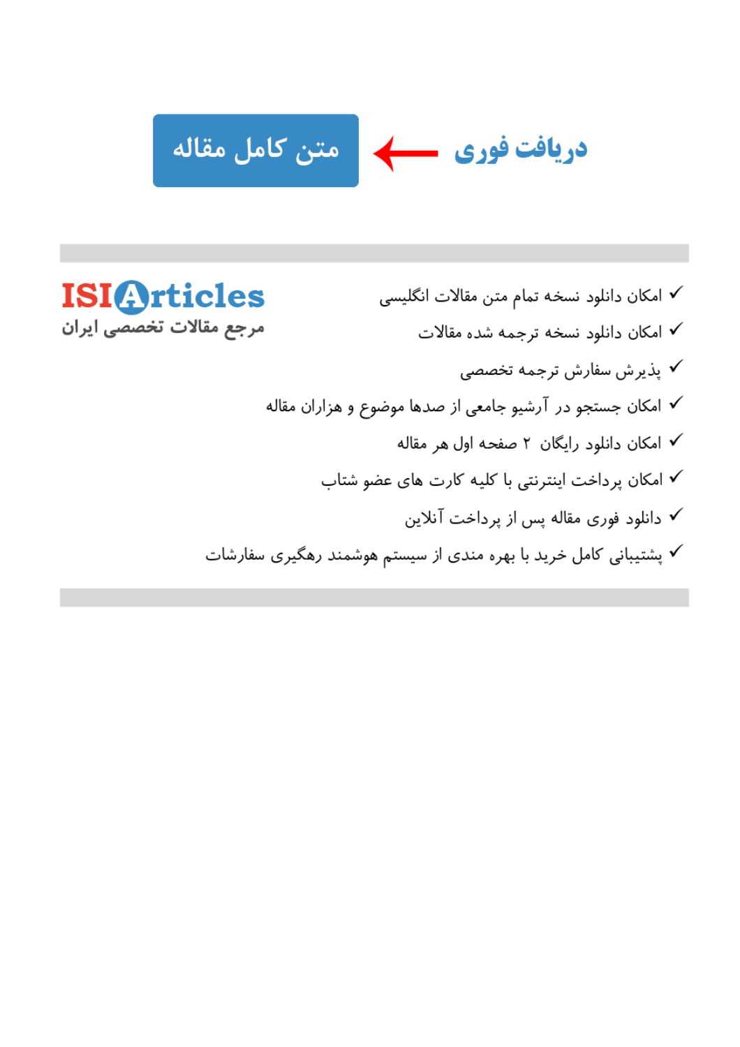دریافت فوری ← متن کامل مقاله

ISIArticles
مرجع مقالات تخصصی ایران

- ✓ امکان دانلود نسخه تمام متن مقالات انگلیسی
- ✓ امکان دانلود نسخه ترجمه شده مقالات
- ✓ پذیرش سفارش ترجمه تخصصی
- ✓ امکان جستجو در آرشیو جامعی از صدها موضوع و هزاران مقاله
- ✓ امکان دانلود رایگان ۲ صفحه اول هر مقاله
- ✓ امکان پرداخت اینترنتی با کلیه کارت های عضو شتاب
- ✓ دانلود فوری مقاله پس از پرداخت آنلاین
- ✓ پشتیبانی کامل خرید با بهره مندی از سیستم هوشمند رهگیری سفارشات